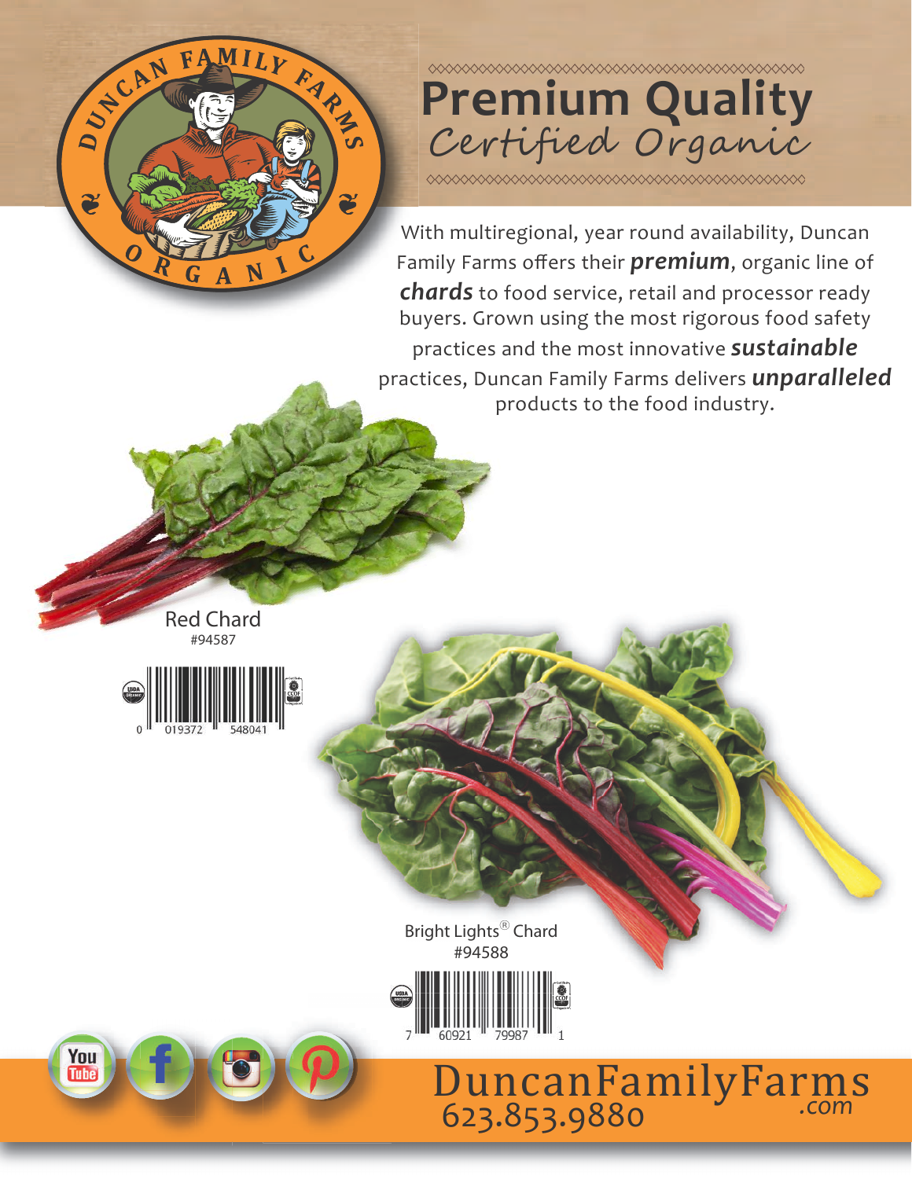# Premium Quality

## Certified Organic

With multiregional, year round availability, Duncan Family Farms offers their ***premium***, organic line of ***chards*** to food service, retail and processor ready buyers. Grown using the most rigorous food safety practices and the most innovative ***sustainable*** practices, Duncan Family Farms delivers ***unparalleled*** products to the food industry.

Red Chard
#94587

0 019372 548041

Bright Lights® Chard
#94588

7 60921 79987 1

DuncanFamilyFarms.com
623.853.9880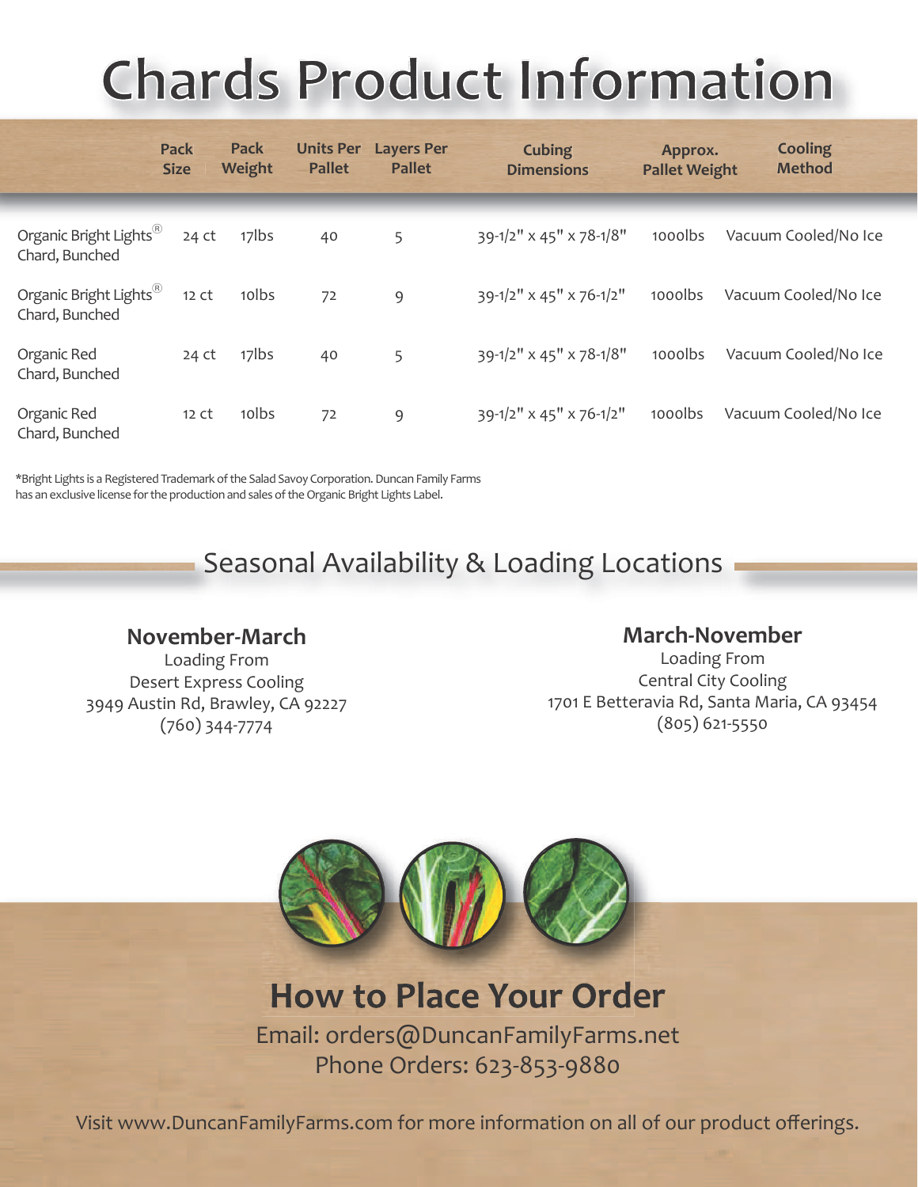# Chards Product Information

| | Pack Size | Pack Weight | Units Per Pallet | Layers Per Pallet | Cubing Dimensions | Approx. Pallet Weight | Cooling Method |
|---|---|---|---|---|---|---|---|
| Organic Bright Lights® Chard, Bunched | 24 ct | 17lbs | 40 | 5 | 39-1/2" x 45" x 78-1/8" | 1000lbs | Vacuum Cooled/No Ice |
| Organic Bright Lights® Chard, Bunched | 12 ct | 10lbs | 72 | 9 | 39-1/2" x 45" x 76-1/2" | 1000lbs | Vacuum Cooled/No Ice |
| Organic Red Chard, Bunched | 24 ct | 17lbs | 40 | 5 | 39-1/2" x 45" x 78-1/8" | 1000lbs | Vacuum Cooled/No Ice |
| Organic Red Chard, Bunched | 12 ct | 10lbs | 72 | 9 | 39-1/2" x 45" x 76-1/2" | 1000lbs | Vacuum Cooled/No Ice |

*Bright Lights is a Registered Trademark of the Salad Savoy Corporation. Duncan Family Farms has an exclusive license for the production and sales of the Organic Bright Lights Label.

## Seasonal Availability & Loading Locations

**November-March**
Loading From
Desert Express Cooling
3949 Austin Rd, Brawley, CA 92227
(760) 344-7774

**March-November**
Loading From
Central City Cooling
1701 E Betteravia Rd, Santa Maria, CA 93454
(805) 621-5550

## How to Place Your Order

Email: orders@DuncanFamilyFarms.net
Phone Orders: 623-853-9880

Visit www.DuncanFamilyFarms.com for more information on all of our product offerings.